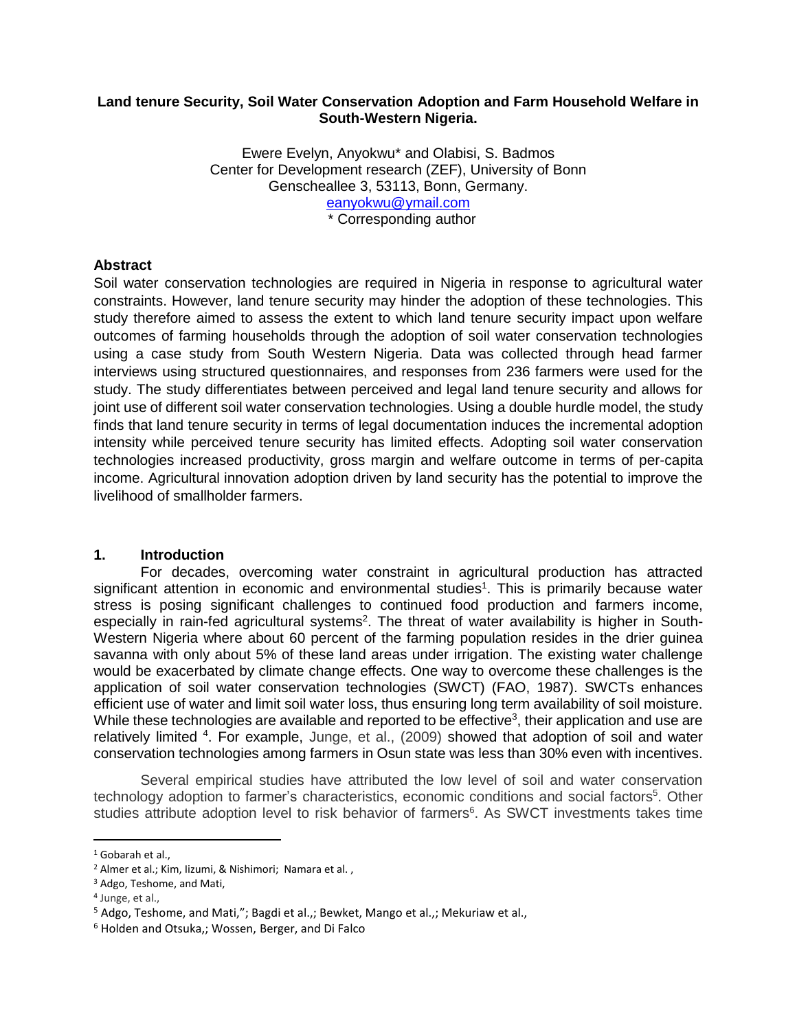**Land tenure Security, Soil Water Conservation Adoption and Farm Household Welfare in South-Western Nigeria.**

Ewere Evelyn, Anyokwu* and Olabisi, S. Badmos
Center for Development research (ZEF), University of Bonn
Genscheallee 3, 53113, Bonn, Germany.
eanyokwu@ymail.com
\* Corresponding author

**Abstract**

Soil water conservation technologies are required in Nigeria in response to agricultural water constraints. However, land tenure security may hinder the adoption of these technologies. This study therefore aimed to assess the extent to which land tenure security impact upon welfare outcomes of farming households through the adoption of soil water conservation technologies using a case study from South Western Nigeria. Data was collected through head farmer interviews using structured questionnaires, and responses from 236 farmers were used for the study. The study differentiates between perceived and legal land tenure security and allows for joint use of different soil water conservation technologies. Using a double hurdle model, the study finds that land tenure security in terms of legal documentation induces the incremental adoption intensity while perceived tenure security has limited effects. Adopting soil water conservation technologies increased productivity, gross margin and welfare outcome in terms of per-capita income. Agricultural innovation adoption driven by land security has the potential to improve the livelihood of smallholder farmers.

## 1. Introduction

For decades, overcoming water constraint in agricultural production has attracted significant attention in economic and environmental studies[1]. This is primarily because water stress is posing significant challenges to continued food production and farmers income, especially in rain-fed agricultural systems[2]. The threat of water availability is higher in South-Western Nigeria where about 60 percent of the farming population resides in the drier guinea savanna with only about 5% of these land areas under irrigation. The existing water challenge would be exacerbated by climate change effects. One way to overcome these challenges is the application of soil water conservation technologies (SWCT) (FAO, 1987). SWCTs enhances efficient use of water and limit soil water loss, thus ensuring long term availability of soil moisture. While these technologies are available and reported to be effective[3], their application and use are relatively limited [4]. For example, Junge, et al., (2009) showed that adoption of soil and water conservation technologies among farmers in Osun state was less than 30% even with incentives.

Several empirical studies have attributed the low level of soil and water conservation technology adoption to farmer's characteristics, economic conditions and social factors[5]. Other studies attribute adoption level to risk behavior of farmers[6]. As SWCT investments takes time

[1] Gobarah et al.,

[2] Almer et al.; Kim, Iizumi, & Nishimori; Namara et al. ,

[3] Adgo, Teshome, and Mati,

[4] Junge, et al.,

[5] Adgo, Teshome, and Mati,"; Bagdi et al.,; Bewket, Mango et al.,; Mekuriaw et al.,

[6] Holden and Otsuka,; Wossen, Berger, and Di Falco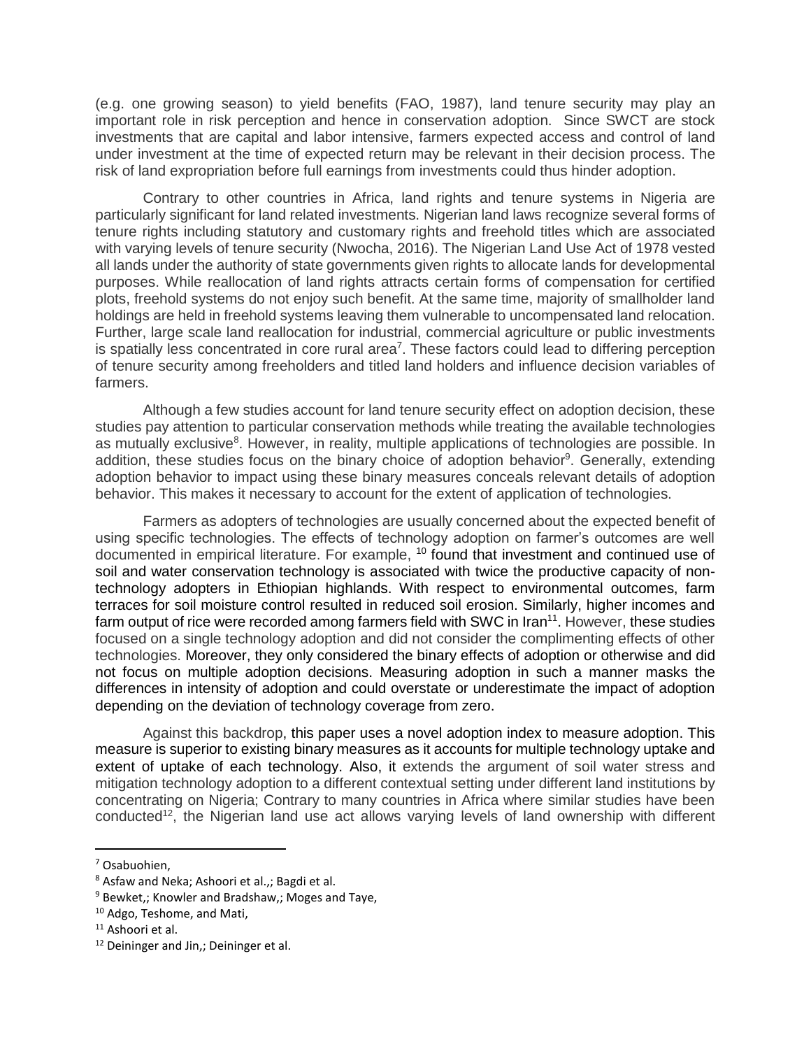(e.g. one growing season) to yield benefits (FAO, 1987), land tenure security may play an important role in risk perception and hence in conservation adoption. Since SWCT are stock investments that are capital and labor intensive, farmers expected access and control of land under investment at the time of expected return may be relevant in their decision process. The risk of land expropriation before full earnings from investments could thus hinder adoption.

Contrary to other countries in Africa, land rights and tenure systems in Nigeria are particularly significant for land related investments. Nigerian land laws recognize several forms of tenure rights including statutory and customary rights and freehold titles which are associated with varying levels of tenure security (Nwocha, 2016). The Nigerian Land Use Act of 1978 vested all lands under the authority of state governments given rights to allocate lands for developmental purposes. While reallocation of land rights attracts certain forms of compensation for certified plots, freehold systems do not enjoy such benefit. At the same time, majority of smallholder land holdings are held in freehold systems leaving them vulnerable to uncompensated land relocation. Further, large scale land reallocation for industrial, commercial agriculture or public investments is spatially less concentrated in core rural area[7]. These factors could lead to differing perception of tenure security among freeholders and titled land holders and influence decision variables of farmers.

Although a few studies account for land tenure security effect on adoption decision, these studies pay attention to particular conservation methods while treating the available technologies as mutually exclusive[8]. However, in reality, multiple applications of technologies are possible. In addition, these studies focus on the binary choice of adoption behavior[9]. Generally, extending adoption behavior to impact using these binary measures conceals relevant details of adoption behavior. This makes it necessary to account for the extent of application of technologies.

Farmers as adopters of technologies are usually concerned about the expected benefit of using specific technologies. The effects of technology adoption on farmer's outcomes are well documented in empirical literature. For example, [10] found that investment and continued use of soil and water conservation technology is associated with twice the productive capacity of non-technology adopters in Ethiopian highlands. With respect to environmental outcomes, farm terraces for soil moisture control resulted in reduced soil erosion. Similarly, higher incomes and farm output of rice were recorded among farmers field with SWC in Iran[11]. However, these studies focused on a single technology adoption and did not consider the complimenting effects of other technologies. Moreover, they only considered the binary effects of adoption or otherwise and did not focus on multiple adoption decisions. Measuring adoption in such a manner masks the differences in intensity of adoption and could overstate or underestimate the impact of adoption depending on the deviation of technology coverage from zero.

Against this backdrop, this paper uses a novel adoption index to measure adoption. This measure is superior to existing binary measures as it accounts for multiple technology uptake and extent of uptake of each technology. Also, it extends the argument of soil water stress and mitigation technology adoption to a different contextual setting under different land institutions by concentrating on Nigeria; Contrary to many countries in Africa where similar studies have been conducted[12], the Nigerian land use act allows varying levels of land ownership with different

---

[7] Osabuohien,

[8] Asfaw and Neka; Ashoori et al.,; Bagdi et al.

[9] Bewket,; Knowler and Bradshaw,; Moges and Taye,

[10] Adgo, Teshome, and Mati,

[11] Ashoori et al.

[12] Deininger and Jin,; Deininger et al.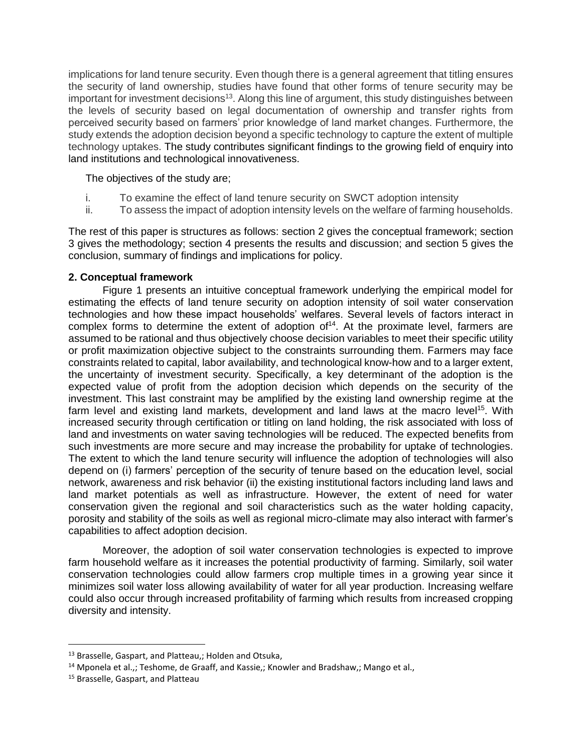implications for land tenure security. Even though there is a general agreement that titling ensures the security of land ownership, studies have found that other forms of tenure security may be important for investment decisions[13]. Along this line of argument, this study distinguishes between the levels of security based on legal documentation of ownership and transfer rights from perceived security based on farmers' prior knowledge of land market changes. Furthermore, the study extends the adoption decision beyond a specific technology to capture the extent of multiple technology uptakes. The study contributes significant findings to the growing field of enquiry into land institutions and technological innovativeness.

The objectives of the study are;

i. To examine the effect of land tenure security on SWCT adoption intensity
ii. To assess the impact of adoption intensity levels on the welfare of farming households.

The rest of this paper is structures as follows: section 2 gives the conceptual framework; section 3 gives the methodology; section 4 presents the results and discussion; and section 5 gives the conclusion, summary of findings and implications for policy.

## 2. Conceptual framework

Figure 1 presents an intuitive conceptual framework underlying the empirical model for estimating the effects of land tenure security on adoption intensity of soil water conservation technologies and how these impact households' welfares. Several levels of factors interact in complex forms to determine the extent of adoption of[14]. At the proximate level, farmers are assumed to be rational and thus objectively choose decision variables to meet their specific utility or profit maximization objective subject to the constraints surrounding them. Farmers may face constraints related to capital, labor availability, and technological know-how and to a larger extent, the uncertainty of investment security. Specifically, a key determinant of the adoption is the expected value of profit from the adoption decision which depends on the security of the investment. This last constraint may be amplified by the existing land ownership regime at the farm level and existing land markets, development and land laws at the macro level[15]. With increased security through certification or titling on land holding, the risk associated with loss of land and investments on water saving technologies will be reduced. The expected benefits from such investments are more secure and may increase the probability for uptake of technologies. The extent to which the land tenure security will influence the adoption of technologies will also depend on (i) farmers' perception of the security of tenure based on the education level, social network, awareness and risk behavior (ii) the existing institutional factors including land laws and land market potentials as well as infrastructure. However, the extent of need for water conservation given the regional and soil characteristics such as the water holding capacity, porosity and stability of the soils as well as regional micro-climate may also interact with farmer's capabilities to affect adoption decision.

Moreover, the adoption of soil water conservation technologies is expected to improve farm household welfare as it increases the potential productivity of farming. Similarly, soil water conservation technologies could allow farmers crop multiple times in a growing year since it minimizes soil water loss allowing availability of water for all year production. Increasing welfare could also occur through increased profitability of farming which results from increased cropping diversity and intensity.

---

[13] Brasselle, Gaspart, and Platteau,; Holden and Otsuka,

[14] Mponela et al.,; Teshome, de Graaff, and Kassie,; Knowler and Bradshaw,; Mango et al.,

[15] Brasselle, Gaspart, and Platteau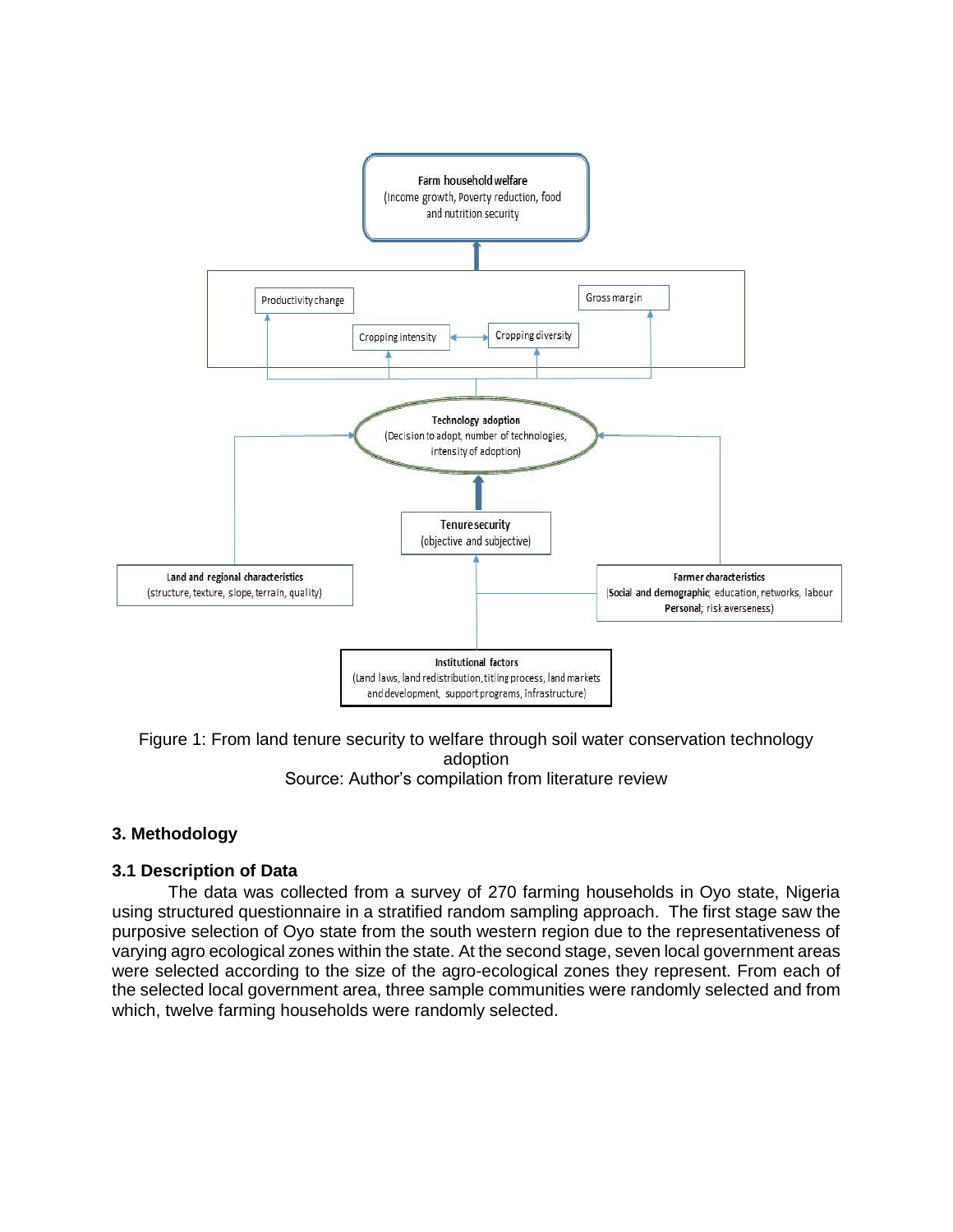Farm household welfare
(Income growth, Poverty reduction, food and nutrition security)

Productivity change

Gross margin

Cropping intensity

Cropping diversity

Technology adoption
(Decision to adopt, number of technologies, intensity of adoption)

Tenure security
(objective and subjective)

Land and regional characteristics
(structure, texture, slope, terrain, quality)

Farmer characteristics
(Social and demographic; education, networks, labour
Personal; risk averseness)

Institutional factors
(Land laws, land redistribution, titling process, land markets and development, support programs, infrastructure)

Figure 1: From land tenure security to welfare through soil water conservation technology adoption
Source: Author's compilation from literature review

## 3. Methodology

### 3.1 Description of Data

The data was collected from a survey of 270 farming households in Oyo state, Nigeria using structured questionnaire in a stratified random sampling approach. The first stage saw the purposive selection of Oyo state from the south western region due to the representativeness of varying agro ecological zones within the state. At the second stage, seven local government areas were selected according to the size of the agro-ecological zones they represent. From each of the selected local government area, three sample communities were randomly selected and from which, twelve farming households were randomly selected.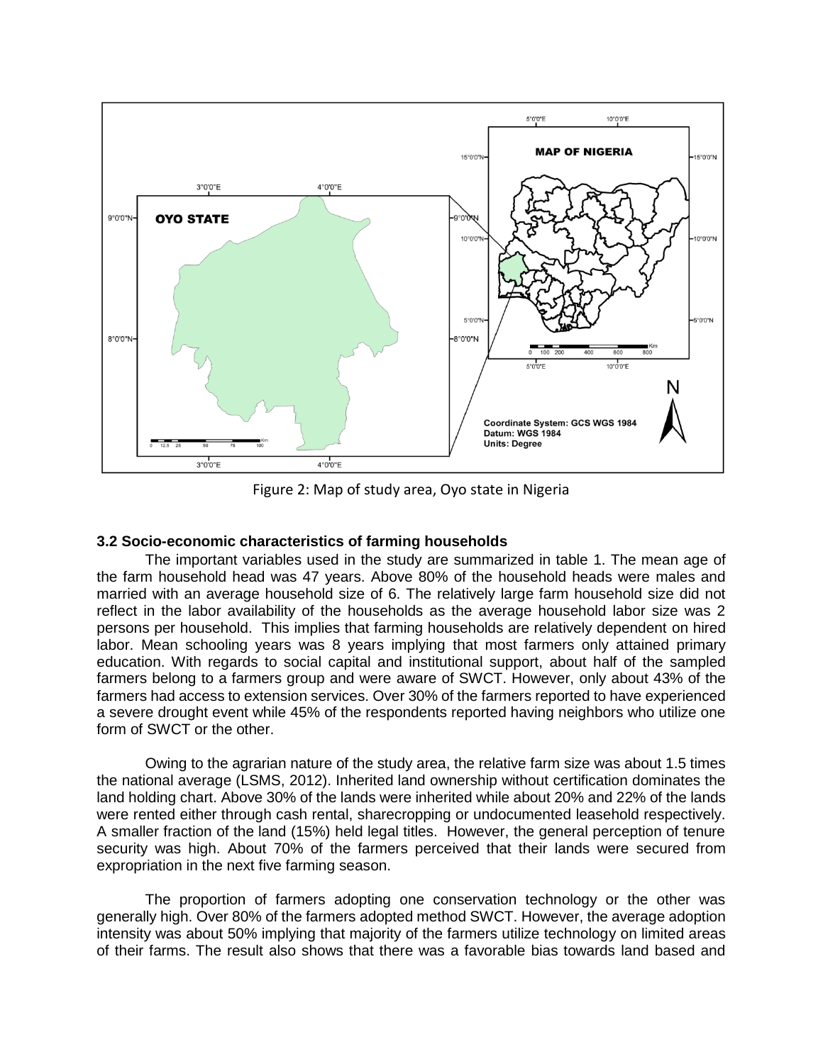Figure 2: Map of study area, Oyo state in Nigeria

### 3.2 Socio-economic characteristics of farming households

The important variables used in the study are summarized in table 1. The mean age of the farm household head was 47 years. Above 80% of the household heads were males and married with an average household size of 6. The relatively large farm household size did not reflect in the labor availability of the households as the average household labor size was 2 persons per household. This implies that farming households are relatively dependent on hired labor. Mean schooling years was 8 years implying that most farmers only attained primary education. With regards to social capital and institutional support, about half of the sampled farmers belong to a farmers group and were aware of SWCT. However, only about 43% of the farmers had access to extension services. Over 30% of the farmers reported to have experienced a severe drought event while 45% of the respondents reported having neighbors who utilize one form of SWCT or the other.

Owing to the agrarian nature of the study area, the relative farm size was about 1.5 times the national average (LSMS, 2012). Inherited land ownership without certification dominates the land holding chart. Above 30% of the lands were inherited while about 20% and 22% of the lands were rented either through cash rental, sharecropping or undocumented leasehold respectively. A smaller fraction of the land (15%) held legal titles. However, the general perception of tenure security was high. About 70% of the farmers perceived that their lands were secured from expropriation in the next five farming season.

The proportion of farmers adopting one conservation technology or the other was generally high. Over 80% of the farmers adopted method SWCT. However, the average adoption intensity was about 50% implying that majority of the farmers utilize technology on limited areas of their farms. The result also shows that there was a favorable bias towards land based and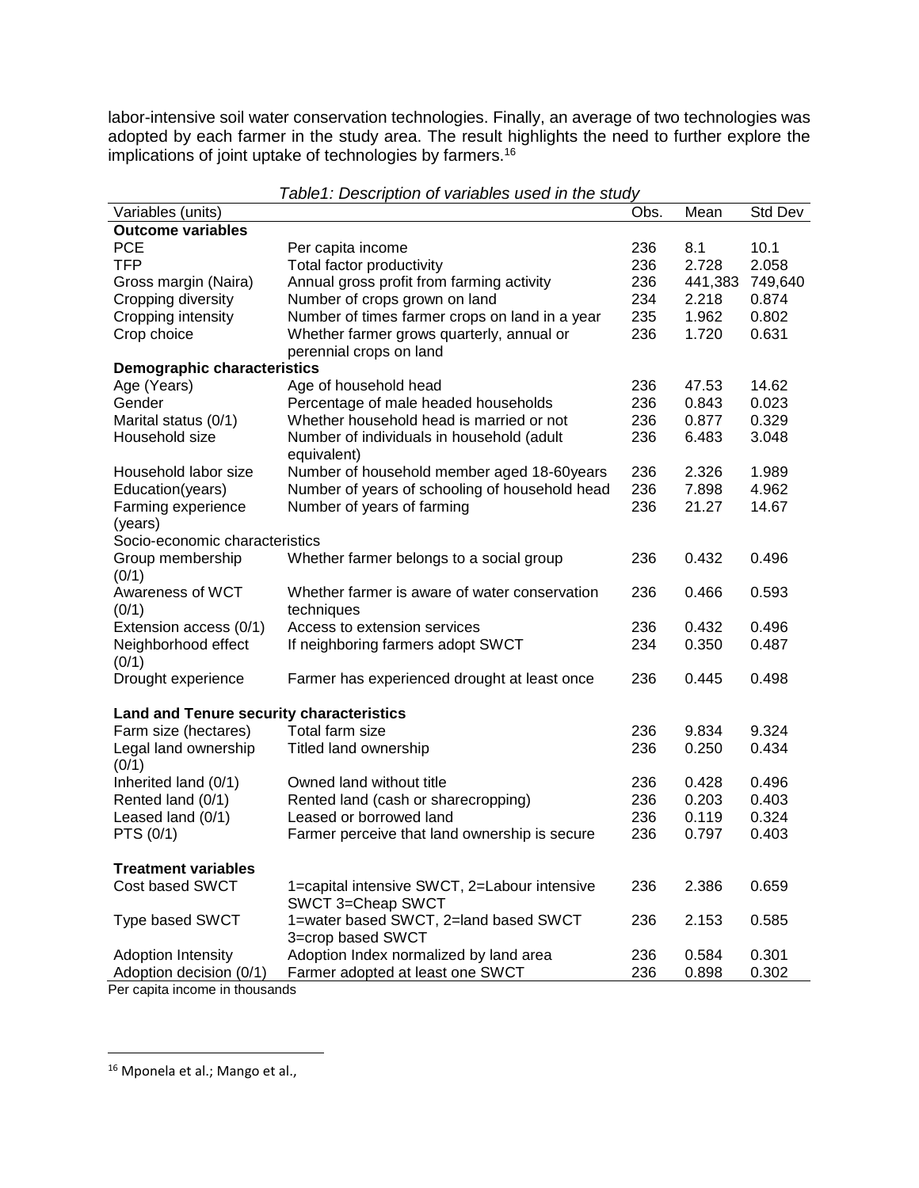labor-intensive soil water conservation technologies. Finally, an average of two technologies was adopted by each farmer in the study area. The result highlights the need to further explore the implications of joint uptake of technologies by farmers.[16]

*Table1: Description of variables used in the study*

| Variables (units) | | Obs. | Mean | Std Dev |
|---|---|---|---|---|
| **Outcome variables** | | | | |
| PCE | Per capita income | 236 | 8.1 | 10.1 |
| TFP | Total factor productivity | 236 | 2.728 | 2.058 |
| Gross margin (Naira) | Annual gross profit from farming activity | 236 | 441,383 | 749,640 |
| Cropping diversity | Number of crops grown on land | 234 | 2.218 | 0.874 |
| Cropping intensity | Number of times farmer crops on land in a year | 235 | 1.962 | 0.802 |
| Crop choice | Whether farmer grows quarterly, annual or perennial crops on land | 236 | 1.720 | 0.631 |
| **Demographic characteristics** | | | | |
| Age (Years) | Age of household head | 236 | 47.53 | 14.62 |
| Gender | Percentage of male headed households | 236 | 0.843 | 0.023 |
| Marital status (0/1) | Whether household head is married or not | 236 | 0.877 | 0.329 |
| Household size | Number of individuals in household (adult equivalent) | 236 | 6.483 | 3.048 |
| Household labor size | Number of household member aged 18-60years | 236 | 2.326 | 1.989 |
| Education(years) | Number of years of schooling of household head | 236 | 7.898 | 4.962 |
| Farming experience (years) | Number of years of farming | 236 | 21.27 | 14.67 |
| Socio-economic characteristics | | | | |
| Group membership (0/1) | Whether farmer belongs to a social group | 236 | 0.432 | 0.496 |
| Awareness of WCT (0/1) | Whether farmer is aware of water conservation techniques | 236 | 0.466 | 0.593 |
| Extension access (0/1) | Access to extension services | 236 | 0.432 | 0.496 |
| Neighborhood effect (0/1) | If neighboring farmers adopt SWCT | 234 | 0.350 | 0.487 |
| Drought experience | Farmer has experienced drought at least once | 236 | 0.445 | 0.498 |
| **Land and Tenure security characteristics** | | | | |
| Farm size (hectares) | Total farm size | 236 | 9.834 | 9.324 |
| Legal land ownership (0/1) | Titled land ownership | 236 | 0.250 | 0.434 |
| Inherited land (0/1) | Owned land without title | 236 | 0.428 | 0.496 |
| Rented land (0/1) | Rented land (cash or sharecropping) | 236 | 0.203 | 0.403 |
| Leased land (0/1) | Leased or borrowed land | 236 | 0.119 | 0.324 |
| PTS (0/1) | Farmer perceive that land ownership is secure | 236 | 0.797 | 0.403 |
| **Treatment variables** | | | | |
| Cost based SWCT | 1=capital intensive SWCT, 2=Labour intensive SWCT 3=Cheap SWCT | 236 | 2.386 | 0.659 |
| Type based SWCT | 1=water based SWCT, 2=land based SWCT 3=crop based SWCT | 236 | 2.153 | 0.585 |
| Adoption Intensity | Adoption Index normalized by land area | 236 | 0.584 | 0.301 |
| Adoption decision (0/1) | Farmer adopted at least one SWCT | 236 | 0.898 | 0.302 |

Per capita income in thousands

[16] Mponela et al.; Mango et al.,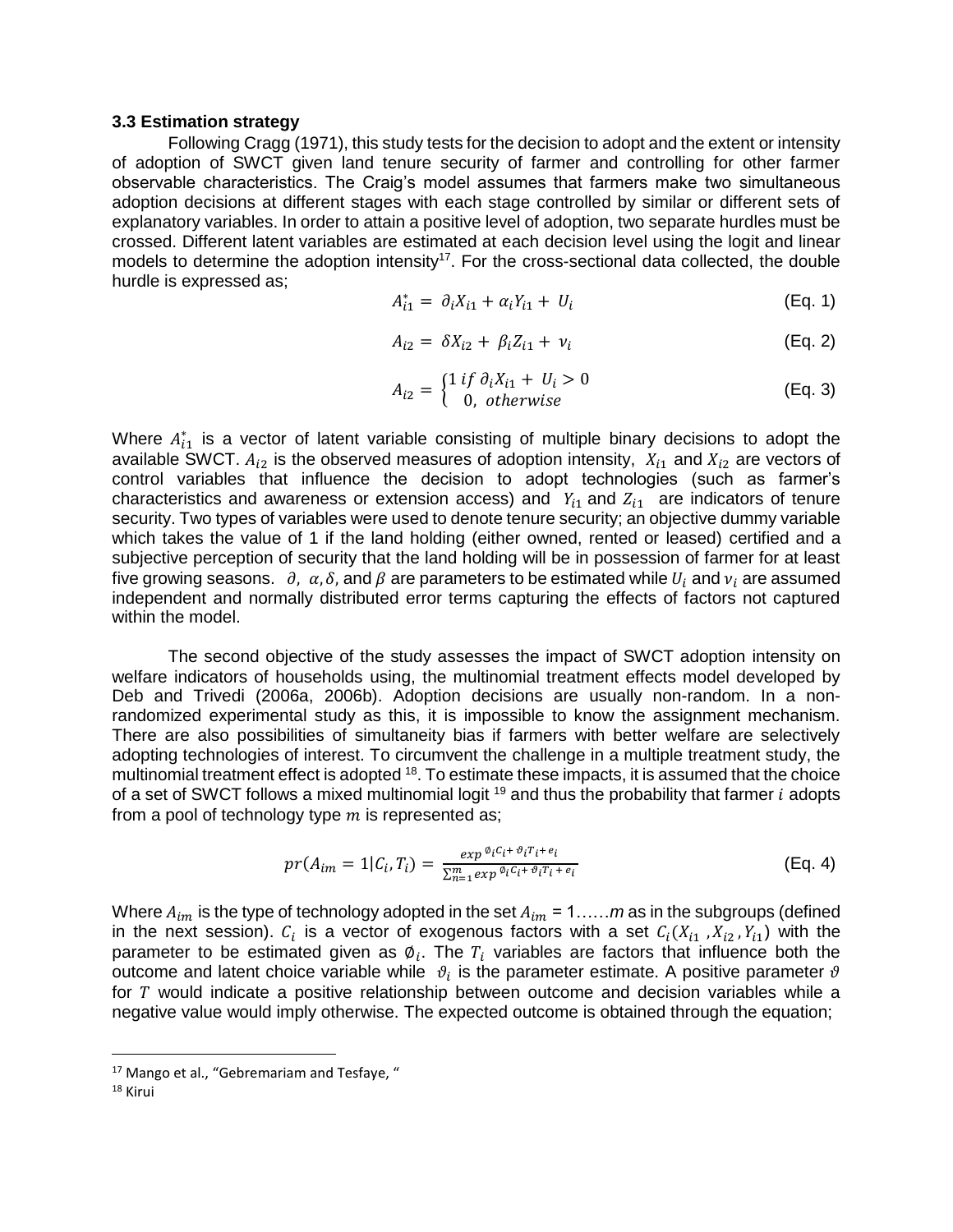### 3.3 Estimation strategy

Following Cragg (1971), this study tests for the decision to adopt and the extent or intensity of adoption of SWCT given land tenure security of farmer and controlling for other farmer observable characteristics. The Craig's model assumes that farmers make two simultaneous adoption decisions at different stages with each stage controlled by similar or different sets of explanatory variables. In order to attain a positive level of adoption, two separate hurdles must be crossed. Different latent variables are estimated at each decision level using the logit and linear models to determine the adoption intensity[17]. For the cross-sectional data collected, the double hurdle is expressed as;

$$A_{i1}^{*} = \partial_i X_{i1} + \alpha_i Y_{i1} + U_i \quad \text{(Eq. 1)}$$

$$A_{i2} = \delta X_{i2} + \beta_i Z_{i1} + \nu_i \quad \text{(Eq. 2)}$$

$$A_{i2} = \begin{cases} 1 \; if \; \partial_i X_{i1} + U_i > 0 \\ 0, \; otherwise \end{cases} \quad \text{(Eq. 3)}$$

Where $A_{i1}^{*}$ is a vector of latent variable consisting of multiple binary decisions to adopt the available SWCT. $A_{i2}$ is the observed measures of adoption intensity, $X_{i1}$ and $X_{i2}$ are vectors of control variables that influence the decision to adopt technologies (such as farmer's characteristics and awareness or extension access) and $Y_{i1}$ and $Z_{i1}$ are indicators of tenure security. Two types of variables were used to denote tenure security; an objective dummy variable which takes the value of 1 if the land holding (either owned, rented or leased) certified and a subjective perception of security that the land holding will be in possession of farmer for at least five growing seasons. $\partial$, $\alpha$, $\delta$, and $\beta$ are parameters to be estimated while $U_i$ and $\nu_i$ are assumed independent and normally distributed error terms capturing the effects of factors not captured within the model.

The second objective of the study assesses the impact of SWCT adoption intensity on welfare indicators of households using, the multinomial treatment effects model developed by Deb and Trivedi (2006a, 2006b). Adoption decisions are usually non-random. In a non-randomized experimental study as this, it is impossible to know the assignment mechanism. There are also possibilities of simultaneity bias if farmers with better welfare are selectively adopting technologies of interest. To circumvent the challenge in a multiple treatment study, the multinomial treatment effect is adopted [18]. To estimate these impacts, it is assumed that the choice of a set of SWCT follows a mixed multinomial logit [19] and thus the probability that farmer $i$ adopts from a pool of technology type $m$ is represented as;

$$pr(A_{im} = 1 | C_i, T_i) = \frac{exp^{\phi_i C_i + \vartheta_i T_i + e_i}}{\sum_{n=1}^{m} exp^{\phi_i C_i + \vartheta_i T_i + e_i}} \quad \text{(Eq. 4)}$$

Where $A_{im}$ is the type of technology adopted in the set $A_{im}$ = 1……*m* as in the subgroups (defined in the next session). $C_i$ is a vector of exogenous factors with a set $C_i(X_{i1}, X_{i2}, Y_{i1})$ with the parameter to be estimated given as $\phi_i$. The $T_i$ variables are factors that influence both the outcome and latent choice variable while $\vartheta_i$ is the parameter estimate. A positive parameter $\vartheta$ for $T$ would indicate a positive relationship between outcome and decision variables while a negative value would imply otherwise. The expected outcome is obtained through the equation;

---

[17] Mango et al., "Gebremariam and Tesfaye, "

[18] Kirui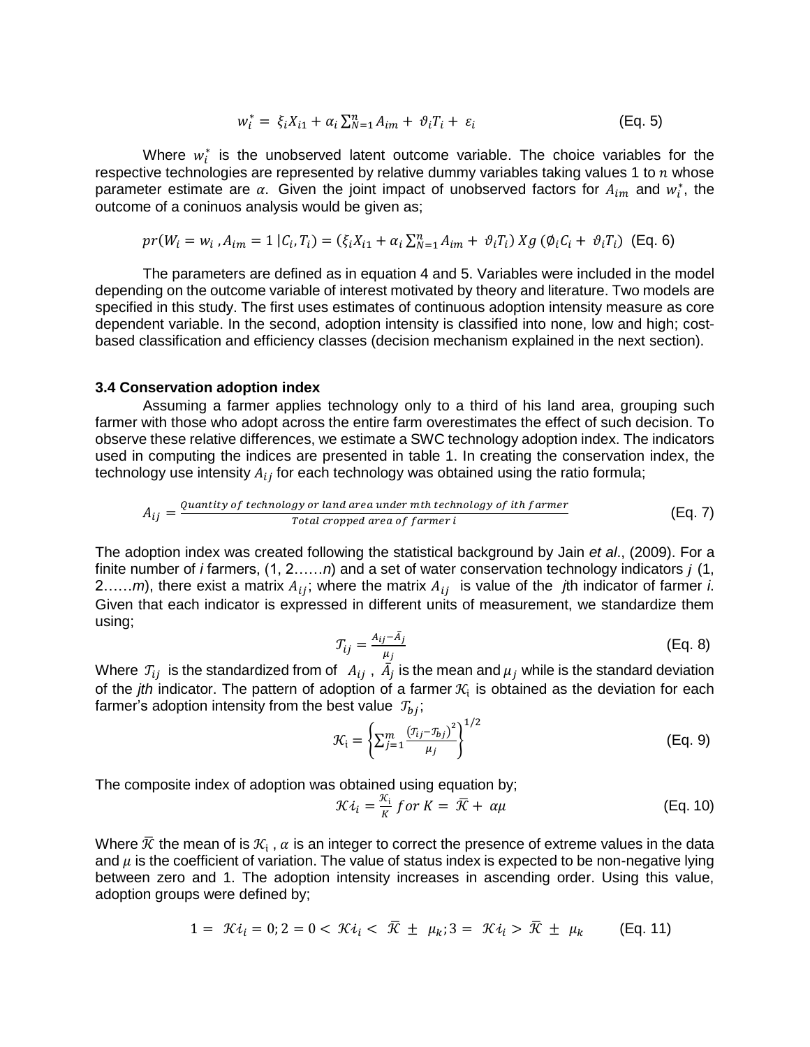$$w_i^* = \xi_i X_{i1} + \alpha_i \sum_{N=1}^{n} A_{im} + \vartheta_i T_i + \varepsilon_i \quad \text{(Eq. 5)}$$

Where $w_i^*$ is the unobserved latent outcome variable. The choice variables for the respective technologies are represented by relative dummy variables taking values 1 to $n$ whose parameter estimate are $\alpha$. Given the joint impact of unobserved factors for $A_{im}$ and $w_i^*$, the outcome of a coninuos analysis would be given as;

$$pr(W_i = w_i, A_{im} = 1 \mid C_i, T_i) = (\xi_i X_{i1} + \alpha_i \sum_{N=1}^{n} A_{im} + \vartheta_i T_i)\, X g\, (\emptyset_i C_i + \vartheta_i T_i) \quad \text{(Eq. 6)}$$

The parameters are defined as in equation 4 and 5. Variables were included in the model depending on the outcome variable of interest motivated by theory and literature. Two models are specified in this study. The first uses estimates of continuous adoption intensity measure as core dependent variable. In the second, adoption intensity is classified into none, low and high; cost-based classification and efficiency classes (decision mechanism explained in the next section).

### 3.4 Conservation adoption index

Assuming a farmer applies technology only to a third of his land area, grouping such farmer with those who adopt across the entire farm overestimates the effect of such decision. To observe these relative differences, we estimate a SWC technology adoption index. The indicators used in computing the indices are presented in table 1. In creating the conservation index, the technology use intensity $A_{ij}$ for each technology was obtained using the ratio formula;

$$A_{ij} = \frac{Quantity\ of\ technology\ or\ land\ area\ under\ mth\ technology\ of\ ith\ farmer}{Total\ cropped\ area\ of\ farmer\ i} \quad \text{(Eq. 7)}$$

The adoption index was created following the statistical background by Jain *et al*., (2009). For a finite number of *i* farmers, (1, 2……*n*) and a set of water conservation technology indicators *j* (1, 2……*m*), there exist a matrix $A_{ij}$; where the matrix $A_{ij}$ is value of the *j*th indicator of farmer *i*. Given that each indicator is expressed in different units of measurement, we standardize them using;

$$\mathcal{T}_{ij} = \frac{A_{ij} - \bar{A}_j}{\mu_j} \quad \text{(Eq. 8)}$$

Where $\mathcal{T}_{ij}$ is the standardized from of $A_{ij}$, $\bar{A}_j$ is the mean and $\mu_j$ while is the standard deviation of the *jth* indicator. The pattern of adoption of a farmer $\mathcal{K}_i$ is obtained as the deviation for each farmer's adoption intensity from the best value $\mathcal{T}_{bj}$;

$$\mathcal{K}_i = \left\{ \sum_{j=1}^{m} \frac{(\mathcal{T}_{ij} - \mathcal{T}_{bj})^2}{\mu_j} \right\}^{1/2} \quad \text{(Eq. 9)}$$

The composite index of adoption was obtained using equation by;

$$\mathcal{K}i_i = \frac{\mathcal{K}_i}{K}\ for\ K = \bar{\mathcal{K}} + \alpha\mu \quad \text{(Eq. 10)}$$

Where $\bar{\mathcal{K}}$ the mean of is $\mathcal{K}_i$, $\alpha$ is an integer to correct the presence of extreme values in the data and $\mu$ is the coefficient of variation. The value of status index is expected to be non-negative lying between zero and 1. The adoption intensity increases in ascending order. Using this value, adoption groups were defined by;

$$1 = \mathcal{K}i_i = 0;\ 2 = 0 < \mathcal{K}i_i < \bar{\mathcal{K}} \pm \mu_k;\ 3 = \mathcal{K}i_i > \bar{\mathcal{K}} \pm \mu_k \quad \text{(Eq. 11)}$$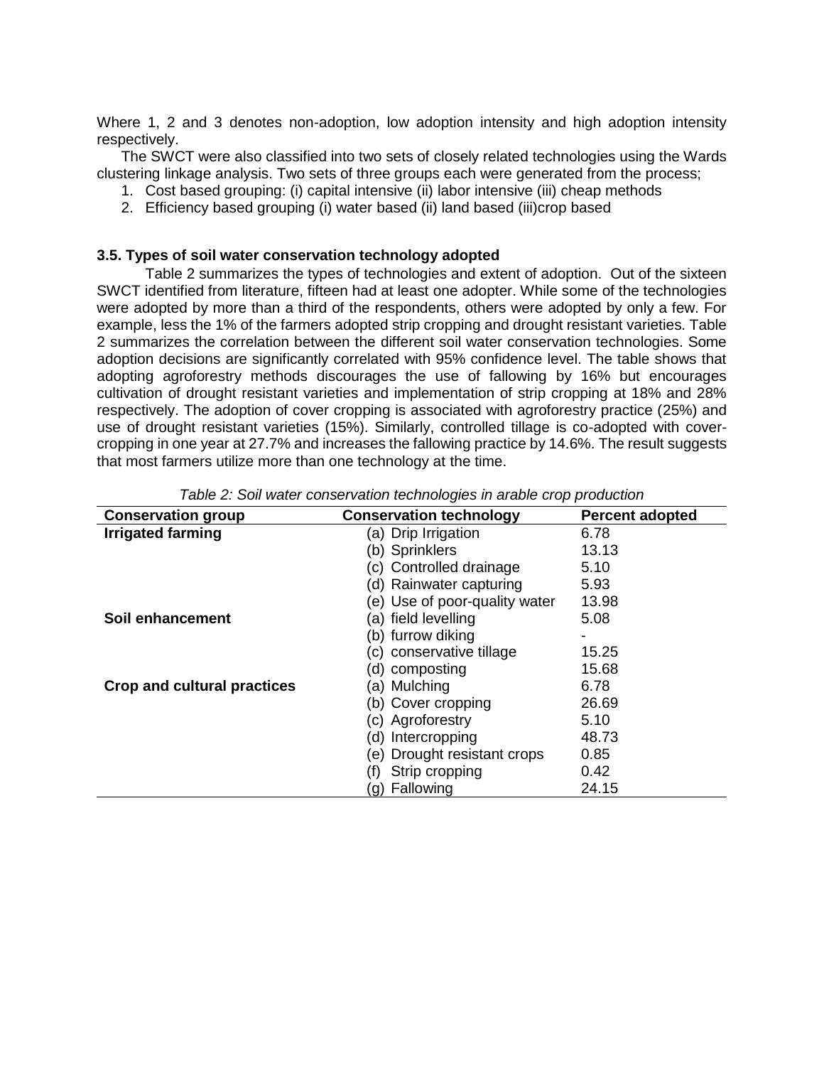Where 1, 2 and 3 denotes non-adoption, low adoption intensity and high adoption intensity respectively.

The SWCT were also classified into two sets of closely related technologies using the Wards clustering linkage analysis. Two sets of three groups each were generated from the process;

1. Cost based grouping: (i) capital intensive (ii) labor intensive (iii) cheap methods
2. Efficiency based grouping (i) water based (ii) land based (iii)crop based

### 3.5. Types of soil water conservation technology adopted

Table 2 summarizes the types of technologies and extent of adoption. Out of the sixteen SWCT identified from literature, fifteen had at least one adopter. While some of the technologies were adopted by more than a third of the respondents, others were adopted by only a few. For example, less the 1% of the farmers adopted strip cropping and drought resistant varieties. Table 2 summarizes the correlation between the different soil water conservation technologies. Some adoption decisions are significantly correlated with 95% confidence level. The table shows that adopting agroforestry methods discourages the use of fallowing by 16% but encourages cultivation of drought resistant varieties and implementation of strip cropping at 18% and 28% respectively. The adoption of cover cropping is associated with agroforestry practice (25%) and use of drought resistant varieties (15%). Similarly, controlled tillage is co-adopted with cover-cropping in one year at 27.7% and increases the fallowing practice by 14.6%. The result suggests that most farmers utilize more than one technology at the time.

*Table 2: Soil water conservation technologies in arable crop production*

| Conservation group | Conservation technology | Percent adopted |
|---|---|---|
| **Irrigated farming** | (a) Drip Irrigation | 6.78 |
| | (b) Sprinklers | 13.13 |
| | (c) Controlled drainage | 5.10 |
| | (d) Rainwater capturing | 5.93 |
| | (e) Use of poor-quality water | 13.98 |
| **Soil enhancement** | (a) field levelling | 5.08 |
| | (b) furrow diking | - |
| | (c) conservative tillage | 15.25 |
| | (d) composting | 15.68 |
| **Crop and cultural practices** | (a) Mulching | 6.78 |
| | (b) Cover cropping | 26.69 |
| | (c) Agroforestry | 5.10 |
| | (d) Intercropping | 48.73 |
| | (e) Drought resistant crops | 0.85 |
| | (f) Strip cropping | 0.42 |
| | (g) Fallowing | 24.15 |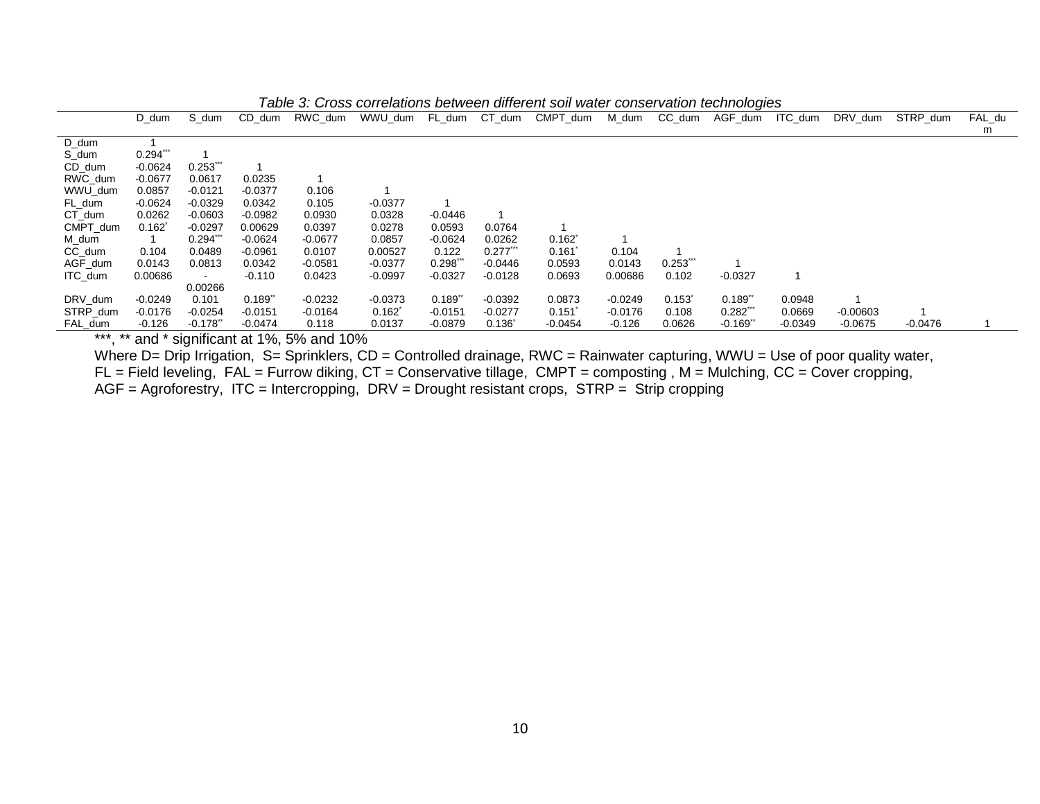*Table 3: Cross correlations between different soil water conservation technologies*

| | D_dum | S_dum | CD_dum | RWC_dum | WWU_dum | FL_dum | CT_dum | CMPT_dum | M_dum | CC_dum | AGF_dum | ITC_dum | DRV_dum | STRP_dum | FAL_dum |
|---|---|---|---|---|---|---|---|---|---|---|---|---|---|---|---|
| D_dum | 1 | | | | | | | | | | | | | | |
| S_dum | 0.294*** | 1 | | | | | | | | | | | | | |
| CD_dum | -0.0624 | 0.253*** | 1 | | | | | | | | | | | | |
| RWC_dum | -0.0677 | 0.0617 | 0.0235 | 1 | | | | | | | | | | | |
| WWU_dum | 0.0857 | -0.0121 | -0.0377 | 0.106 | 1 | | | | | | | | | | |
| FL_dum | -0.0624 | -0.0329 | 0.0342 | 0.105 | -0.0377 | 1 | | | | | | | | | |
| CT_dum | 0.0262 | -0.0603 | -0.0982 | 0.0930 | 0.0328 | -0.0446 | 1 | | | | | | | | |
| CMPT_dum | 0.162* | -0.0297 | 0.00629 | 0.0397 | 0.0278 | 0.0593 | 0.0764 | 1 | | | | | | | |
| M_dum | 1 | 0.294*** | -0.0624 | -0.0677 | 0.0857 | -0.0624 | 0.0262 | 0.162* | 1 | | | | | | |
| CC_dum | 0.104 | 0.0489 | -0.0961 | 0.0107 | 0.00527 | 0.122 | 0.277*** | 0.161* | 0.104 | 1 | | | | | |
| AGF_dum | 0.0143 | 0.0813 | 0.0342 | -0.0581 | -0.0377 | 0.298*** | -0.0446 | 0.0593 | 0.0143 | 0.253*** | 1 | | | | |
| ITC_dum | 0.00686 | -0.00266 | -0.110 | 0.0423 | -0.0997 | -0.0327 | -0.0128 | 0.0693 | 0.00686 | 0.102 | -0.0327 | 1 | | | |
| DRV_dum | -0.0249 | 0.101 | 0.189** | -0.0232 | -0.0373 | 0.189** | -0.0392 | 0.0873 | -0.0249 | 0.153* | 0.189** | 0.0948 | 1 | | |
| STRP_dum | -0.0176 | -0.0254 | -0.0151 | -0.0164 | 0.162* | -0.0151 | -0.0277 | 0.151* | -0.0176 | 0.108 | 0.282*** | 0.0669 | -0.00603 | 1 | |
| FAL_dum | -0.126 | -0.178** | -0.0474 | 0.118 | 0.0137 | -0.0879 | 0.136* | -0.0454 | -0.126 | 0.0626 | -0.169** | -0.0349 | -0.0675 | -0.0476 | 1 |

***, ** and * significant at 1%, 5% and 10%

Where D= Drip Irrigation, S= Sprinklers, CD = Controlled drainage, RWC = Rainwater capturing, WWU = Use of poor quality water, FL = Field leveling, FAL = Furrow diking, CT = Conservative tillage, CMPT = composting , M = Mulching, CC = Cover cropping, AGF = Agroforestry, ITC = Intercropping, DRV = Drought resistant crops, STRP = Strip cropping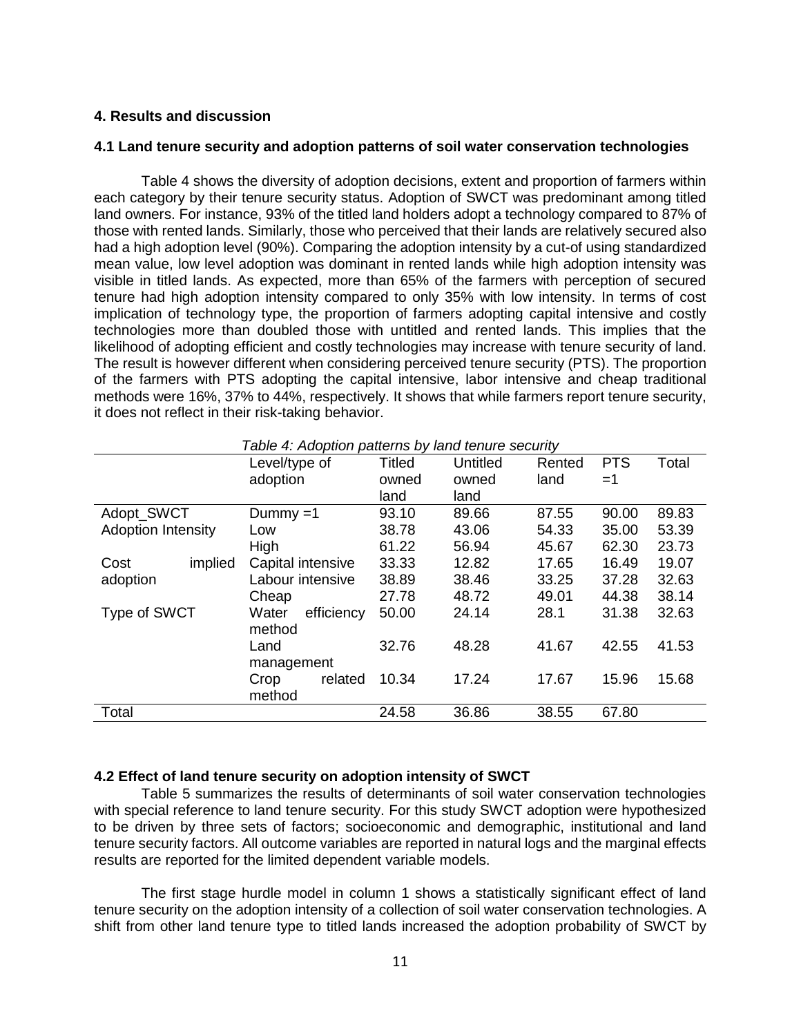## 4. Results and discussion

### 4.1 Land tenure security and adoption patterns of soil water conservation technologies

Table 4 shows the diversity of adoption decisions, extent and proportion of farmers within each category by their tenure security status. Adoption of SWCT was predominant among titled land owners. For instance, 93% of the titled land holders adopt a technology compared to 87% of those with rented lands. Similarly, those who perceived that their lands are relatively secured also had a high adoption level (90%). Comparing the adoption intensity by a cut-of using standardized mean value, low level adoption was dominant in rented lands while high adoption intensity was visible in titled lands. As expected, more than 65% of the farmers with perception of secured tenure had high adoption intensity compared to only 35% with low intensity. In terms of cost implication of technology type, the proportion of farmers adopting capital intensive and costly technologies more than doubled those with untitled and rented lands. This implies that the likelihood of adopting efficient and costly technologies may increase with tenure security of land. The result is however different when considering perceived tenure security (PTS). The proportion of the farmers with PTS adopting the capital intensive, labor intensive and cheap traditional methods were 16%, 37% to 44%, respectively. It shows that while farmers report tenure security, it does not reflect in their risk-taking behavior.

*Table 4: Adoption patterns by land tenure security*

| | Level/type of adoption | Titled owned land | Untitled owned land | Rented land | PTS =1 | Total |
|---|---|---|---|---|---|---|
| Adopt_SWCT | Dummy =1 | 93.10 | 89.66 | 87.55 | 90.00 | 89.83 |
| Adoption Intensity | Low | 38.78 | 43.06 | 54.33 | 35.00 | 53.39 |
| | High | 61.22 | 56.94 | 45.67 | 62.30 | 23.73 |
| Cost implied adoption | Capital intensive | 33.33 | 12.82 | 17.65 | 16.49 | 19.07 |
| | Labour intensive | 38.89 | 38.46 | 33.25 | 37.28 | 32.63 |
| | Cheap | 27.78 | 48.72 | 49.01 | 44.38 | 38.14 |
| Type of SWCT | Water efficiency method | 50.00 | 24.14 | 28.1 | 31.38 | 32.63 |
| | Land management | 32.76 | 48.28 | 41.67 | 42.55 | 41.53 |
| | Crop related method | 10.34 | 17.24 | 17.67 | 15.96 | 15.68 |
| Total | | 24.58 | 36.86 | 38.55 | 67.80 | |

### 4.2 Effect of land tenure security on adoption intensity of SWCT

Table 5 summarizes the results of determinants of soil water conservation technologies with special reference to land tenure security. For this study SWCT adoption were hypothesized to be driven by three sets of factors; socioeconomic and demographic, institutional and land tenure security factors. All outcome variables are reported in natural logs and the marginal effects results are reported for the limited dependent variable models.

The first stage hurdle model in column 1 shows a statistically significant effect of land tenure security on the adoption intensity of a collection of soil water conservation technologies. A shift from other land tenure type to titled lands increased the adoption probability of SWCT by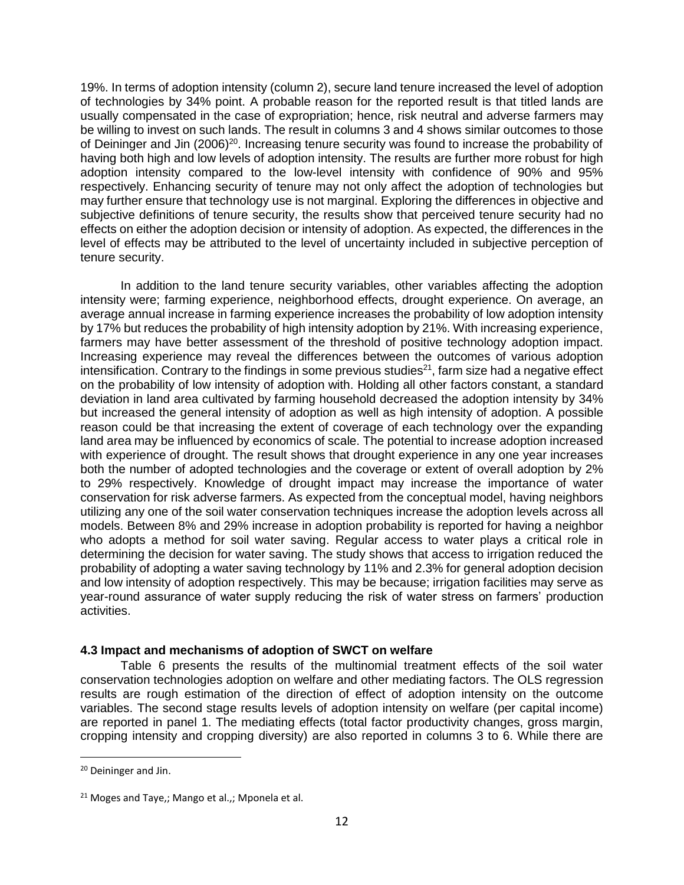19%. In terms of adoption intensity (column 2), secure land tenure increased the level of adoption of technologies by 34% point. A probable reason for the reported result is that titled lands are usually compensated in the case of expropriation; hence, risk neutral and adverse farmers may be willing to invest on such lands. The result in columns 3 and 4 shows similar outcomes to those of Deininger and Jin (2006)[20]. Increasing tenure security was found to increase the probability of having both high and low levels of adoption intensity. The results are further more robust for high adoption intensity compared to the low-level intensity with confidence of 90% and 95% respectively. Enhancing security of tenure may not only affect the adoption of technologies but may further ensure that technology use is not marginal. Exploring the differences in objective and subjective definitions of tenure security, the results show that perceived tenure security had no effects on either the adoption decision or intensity of adoption. As expected, the differences in the level of effects may be attributed to the level of uncertainty included in subjective perception of tenure security.

In addition to the land tenure security variables, other variables affecting the adoption intensity were; farming experience, neighborhood effects, drought experience. On average, an average annual increase in farming experience increases the probability of low adoption intensity by 17% but reduces the probability of high intensity adoption by 21%. With increasing experience, farmers may have better assessment of the threshold of positive technology adoption impact. Increasing experience may reveal the differences between the outcomes of various adoption intensification. Contrary to the findings in some previous studies[21], farm size had a negative effect on the probability of low intensity of adoption with. Holding all other factors constant, a standard deviation in land area cultivated by farming household decreased the adoption intensity by 34% but increased the general intensity of adoption as well as high intensity of adoption. A possible reason could be that increasing the extent of coverage of each technology over the expanding land area may be influenced by economics of scale. The potential to increase adoption increased with experience of drought. The result shows that drought experience in any one year increases both the number of adopted technologies and the coverage or extent of overall adoption by 2% to 29% respectively. Knowledge of drought impact may increase the importance of water conservation for risk adverse farmers. As expected from the conceptual model, having neighbors utilizing any one of the soil water conservation techniques increase the adoption levels across all models. Between 8% and 29% increase in adoption probability is reported for having a neighbor who adopts a method for soil water saving. Regular access to water plays a critical role in determining the decision for water saving. The study shows that access to irrigation reduced the probability of adopting a water saving technology by 11% and 2.3% for general adoption decision and low intensity of adoption respectively. This may be because; irrigation facilities may serve as year-round assurance of water supply reducing the risk of water stress on farmers' production activities.

### 4.3 Impact and mechanisms of adoption of SWCT on welfare

Table 6 presents the results of the multinomial treatment effects of the soil water conservation technologies adoption on welfare and other mediating factors. The OLS regression results are rough estimation of the direction of effect of adoption intensity on the outcome variables. The second stage results levels of adoption intensity on welfare (per capital income) are reported in panel 1. The mediating effects (total factor productivity changes, gross margin, cropping intensity and cropping diversity) are also reported in columns 3 to 6. While there are

---

[20] Deininger and Jin.

[21] Moges and Taye,; Mango et al.,; Mponela et al.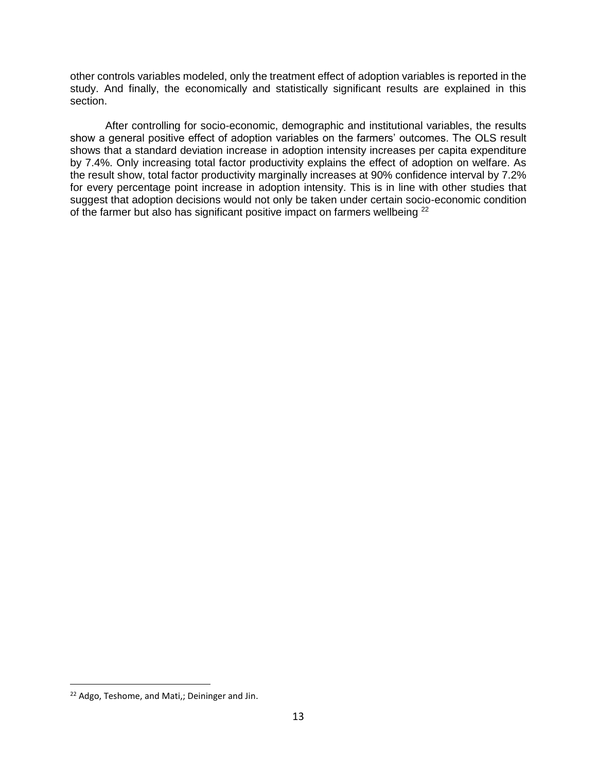other controls variables modeled, only the treatment effect of adoption variables is reported in the study. And finally, the economically and statistically significant results are explained in this section.

After controlling for socio-economic, demographic and institutional variables, the results show a general positive effect of adoption variables on the farmers' outcomes. The OLS result shows that a standard deviation increase in adoption intensity increases per capita expenditure by 7.4%. Only increasing total factor productivity explains the effect of adoption on welfare. As the result show, total factor productivity marginally increases at 90% confidence interval by 7.2% for every percentage point increase in adoption intensity. This is in line with other studies that suggest that adoption decisions would not only be taken under certain socio-economic condition of the farmer but also has significant positive impact on farmers wellbeing [22]

[22] Adgo, Teshome, and Mati,; Deininger and Jin.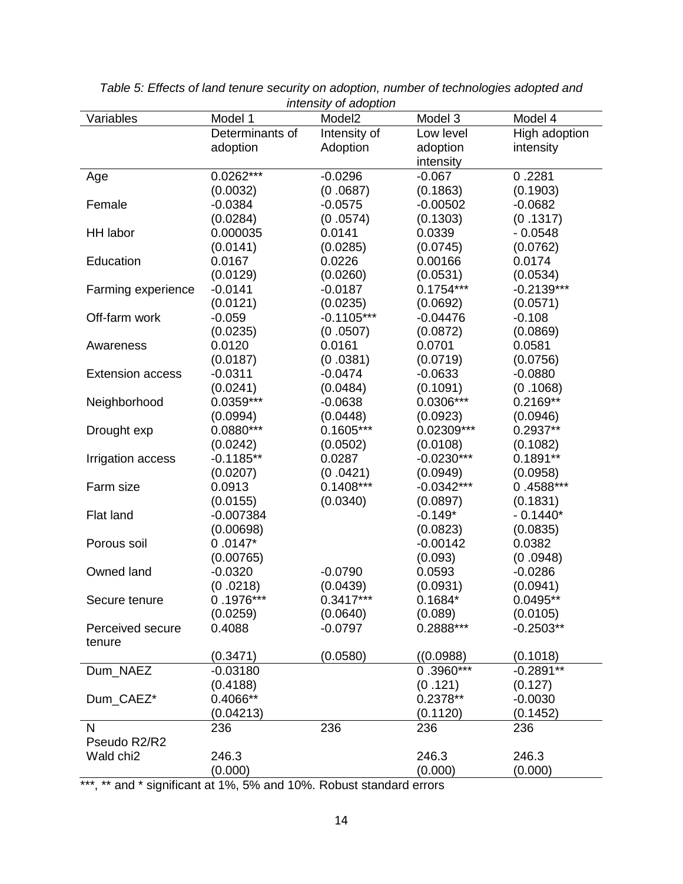*Table 5: Effects of land tenure security on adoption, number of technologies adopted and intensity of adoption*

| Variables | Model 1 | Model2 | Model 3 | Model 4 |
|---|---|---|---|---|
| | Determinants of adoption | Intensity of Adoption | Low level adoption intensity | High adoption intensity |
| Age | 0.0262*** | -0.0296 | -0.067 | 0 .2281 |
| | (0.0032) | (0 .0687) | (0.1863) | (0.1903) |
| Female | -0.0384 | -0.0575 | -0.00502 | -0.0682 |
| | (0.0284) | (0 .0574) | (0.1303) | (0 .1317) |
| HH labor | 0.000035 | 0.0141 | 0.0339 | - 0.0548 |
| | (0.0141) | (0.0285) | (0.0745) | (0.0762) |
| Education | 0.0167 | 0.0226 | 0.00166 | 0.0174 |
| | (0.0129) | (0.0260) | (0.0531) | (0.0534) |
| Farming experience | -0.0141 | -0.0187 | 0.1754*** | -0.2139*** |
| | (0.0121) | (0.0235) | (0.0692) | (0.0571) |
| Off-farm work | -0.059 | -0.1105*** | -0.04476 | -0.108 |
| | (0.0235) | (0 .0507) | (0.0872) | (0.0869) |
| Awareness | 0.0120 | 0.0161 | 0.0701 | 0.0581 |
| | (0.0187) | (0 .0381) | (0.0719) | (0.0756) |
| Extension access | -0.0311 | -0.0474 | -0.0633 | -0.0880 |
| | (0.0241) | (0.0484) | (0.1091) | (0 .1068) |
| Neighborhood | 0.0359*** | -0.0638 | 0.0306*** | 0.2169** |
| | (0.0994) | (0.0448) | (0.0923) | (0.0946) |
| Drought exp | 0.0880*** | 0.1605*** | 0.02309*** | 0.2937** |
| | (0.0242) | (0.0502) | (0.0108) | (0.1082) |
| Irrigation access | -0.1185** | 0.0287 | -0.0230*** | 0.1891** |
| | (0.0207) | (0 .0421) | (0.0949) | (0.0958) |
| Farm size | 0.0913 | 0.1408*** | -0.0342*** | 0 .4588*** |
| | (0.0155) | (0.0340) | (0.0897) | (0.1831) |
| Flat land | -0.007384 | | -0.149* | - 0.1440* |
| | (0.00698) | | (0.0823) | (0.0835) |
| Porous soil | 0 .0147* | | -0.00142 | 0.0382 |
| | (0.00765) | | (0.093) | (0 .0948) |
| Owned land | -0.0320 | -0.0790 | 0.0593 | -0.0286 |
| | (0 .0218) | (0.0439) | (0.0931) | (0.0941) |
| Secure tenure | 0 .1976*** | 0.3417*** | 0.1684* | 0.0495** |
| | (0.0259) | (0.0640) | (0.089) | (0.0105) |
| Perceived secure tenure | 0.4088 | -0.0797 | 0.2888*** | -0.2503** |
| | (0.3471) | (0.0580) | ((0.0988) | (0.1018) |
| Dum_NAEZ | -0.03180 | | 0 .3960*** | -0.2891** |
| | (0.4188) | | (0 .121) | (0.127) |
| Dum_CAEZ* | 0.4066** | | 0.2378** | -0.0030 |
| | (0.04213) | | (0.1120) | (0.1452) |
| N | 236 | 236 | 236 | 236 |
| Pseudo R2/R2 | | | | |
| Wald chi2 | 246.3 | | 246.3 | 246.3 |
| | (0.000) | | (0.000) | (0.000) |

***, ** and * significant at 1%, 5% and 10%. Robust standard errors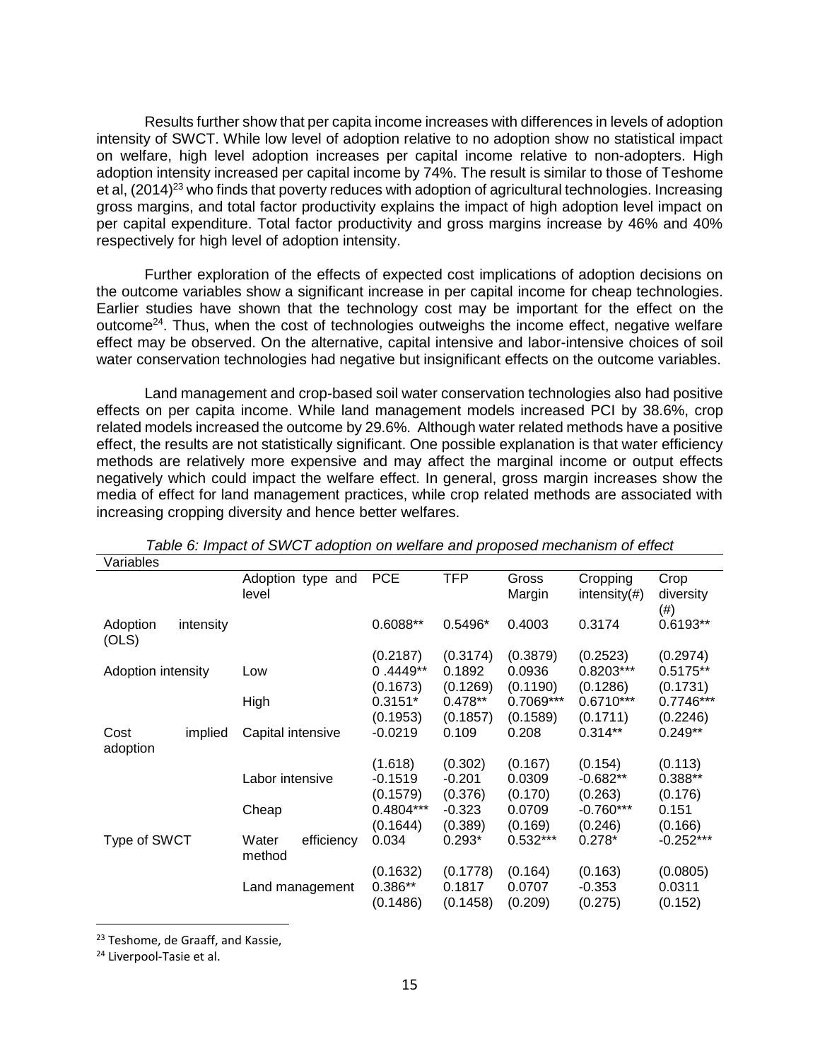Results further show that per capita income increases with differences in levels of adoption intensity of SWCT. While low level of adoption relative to no adoption show no statistical impact on welfare, high level adoption increases per capital income relative to non-adopters. High adoption intensity increased per capital income by 74%. The result is similar to those of Teshome et al, (2014)[23] who finds that poverty reduces with adoption of agricultural technologies. Increasing gross margins, and total factor productivity explains the impact of high adoption level impact on per capital expenditure. Total factor productivity and gross margins increase by 46% and 40% respectively for high level of adoption intensity.

Further exploration of the effects of expected cost implications of adoption decisions on the outcome variables show a significant increase in per capital income for cheap technologies. Earlier studies have shown that the technology cost may be important for the effect on the outcome[24]. Thus, when the cost of technologies outweighs the income effect, negative welfare effect may be observed. On the alternative, capital intensive and labor-intensive choices of soil water conservation technologies had negative but insignificant effects on the outcome variables.

Land management and crop-based soil water conservation technologies also had positive effects on per capita income. While land management models increased PCI by 38.6%, crop related models increased the outcome by 29.6%. Although water related methods have a positive effect, the results are not statistically significant. One possible explanation is that water efficiency methods are relatively more expensive and may affect the marginal income or output effects negatively which could impact the welfare effect. In general, gross margin increases show the media of effect for land management practices, while crop related methods are associated with increasing cropping diversity and hence better welfares.

*Table 6: Impact of SWCT adoption on welfare and proposed mechanism of effect*

| Variables | | | | | | |
|---|---|---|---|---|---|---|
| | Adoption type and level | PCE | TFP | Gross Margin | Cropping intensity(#) | Crop diversity (#) |
| Adoption intensity (OLS) | | 0.6088** | 0.5496* | 0.4003 | 0.3174 | 0.6193** |
| | | (0.2187) | (0.3174) | (0.3879) | (0.2523) | (0.2974) |
| Adoption intensity | Low | 0 .4449** | 0.1892 | 0.0936 | 0.8203*** | 0.5175** |
| | | (0.1673) | (0.1269) | (0.1190) | (0.1286) | (0.1731) |
| | High | 0.3151* | 0.478** | 0.7069*** | 0.6710*** | 0.7746*** |
| | | (0.1953) | (0.1857) | (0.1589) | (0.1711) | (0.2246) |
| Cost implied adoption | Capital intensive | -0.0219 | 0.109 | 0.208 | 0.314** | 0.249** |
| | | (1.618) | (0.302) | (0.167) | (0.154) | (0.113) |
| | Labor intensive | -0.1519 | -0.201 | 0.0309 | -0.682** | 0.388** |
| | | (0.1579) | (0.376) | (0.170) | (0.263) | (0.176) |
| | Cheap | 0.4804*** | -0.323 | 0.0709 | -0.760*** | 0.151 |
| | | (0.1644) | (0.389) | (0.169) | (0.246) | (0.166) |
| Type of SWCT | Water efficiency method | 0.034 | 0.293* | 0.532*** | 0.278* | -0.252*** |
| | | (0.1632) | (0.1778) | (0.164) | (0.163) | (0.0805) |
| | Land management | 0.386** | 0.1817 | 0.0707 | -0.353 | 0.0311 |
| | | (0.1486) | (0.1458) | (0.209) | (0.275) | (0.152) |

[23] Teshome, de Graaff, and Kassie,

[24] Liverpool-Tasie et al.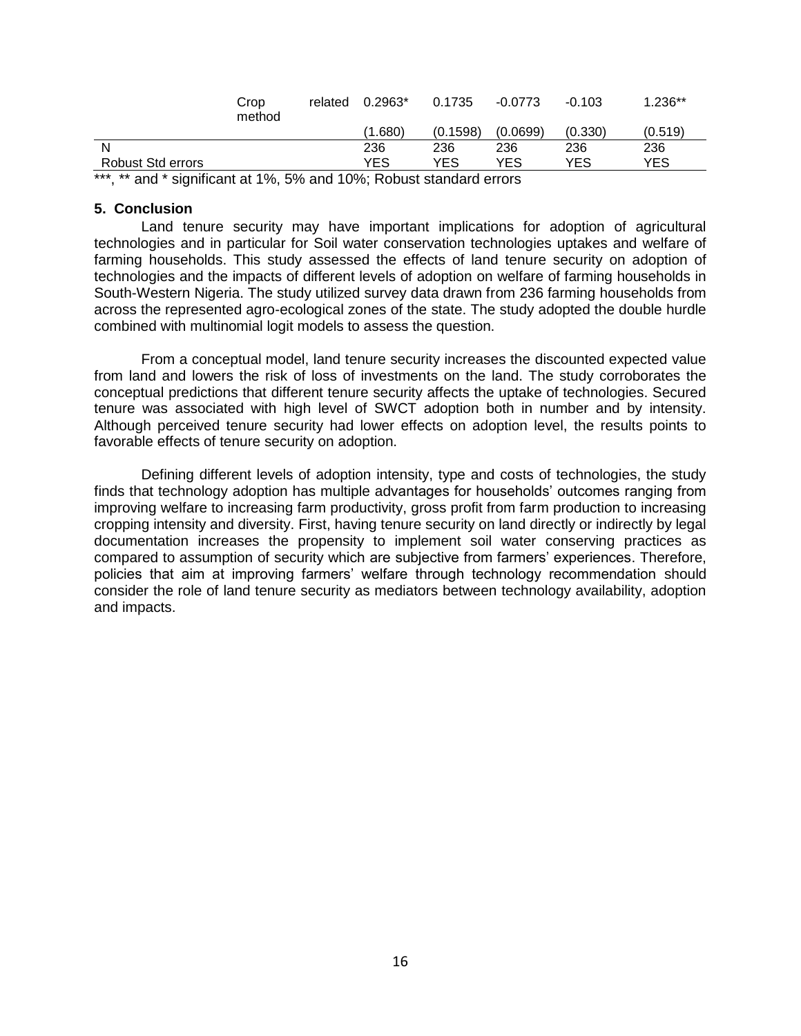| | | | | | |
|---|---|---|---|---|---|
| Crop related method | 0.2963* | 0.1735 | -0.0773 | -0.103 | 1.236** |
| | (1.680) | (0.1598) | (0.0699) | (0.330) | (0.519) |
| N | 236 | 236 | 236 | 236 | 236 |
| Robust Std errors | YES | YES | YES | YES | YES |

***, ** and * significant at 1%, 5% and 10%; Robust standard errors

## 5. Conclusion

Land tenure security may have important implications for adoption of agricultural technologies and in particular for Soil water conservation technologies uptakes and welfare of farming households. This study assessed the effects of land tenure security on adoption of technologies and the impacts of different levels of adoption on welfare of farming households in South-Western Nigeria. The study utilized survey data drawn from 236 farming households from across the represented agro-ecological zones of the state. The study adopted the double hurdle combined with multinomial logit models to assess the question.

From a conceptual model, land tenure security increases the discounted expected value from land and lowers the risk of loss of investments on the land. The study corroborates the conceptual predictions that different tenure security affects the uptake of technologies. Secured tenure was associated with high level of SWCT adoption both in number and by intensity. Although perceived tenure security had lower effects on adoption level, the results points to favorable effects of tenure security on adoption.

Defining different levels of adoption intensity, type and costs of technologies, the study finds that technology adoption has multiple advantages for households' outcomes ranging from improving welfare to increasing farm productivity, gross profit from farm production to increasing cropping intensity and diversity. First, having tenure security on land directly or indirectly by legal documentation increases the propensity to implement soil water conserving practices as compared to assumption of security which are subjective from farmers' experiences. Therefore, policies that aim at improving farmers' welfare through technology recommendation should consider the role of land tenure security as mediators between technology availability, adoption and impacts.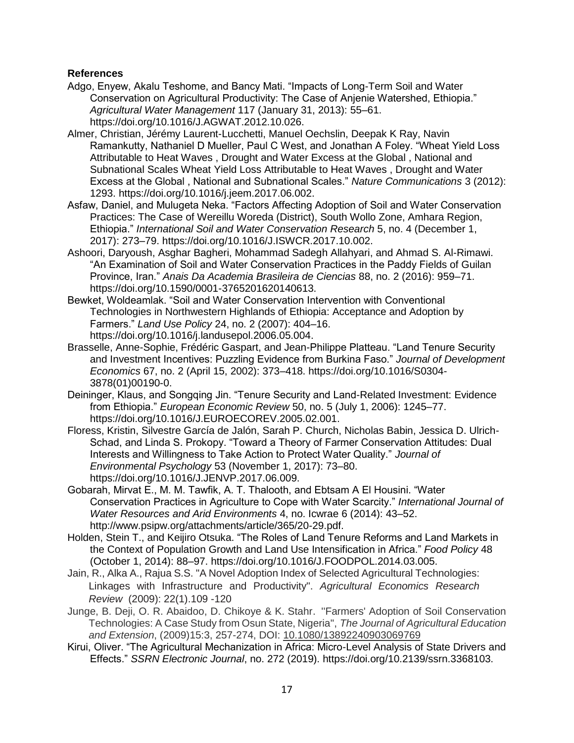**References**

Adgo, Enyew, Akalu Teshome, and Bancy Mati. "Impacts of Long-Term Soil and Water Conservation on Agricultural Productivity: The Case of Anjenie Watershed, Ethiopia." *Agricultural Water Management* 117 (January 31, 2013): 55–61. https://doi.org/10.1016/J.AGWAT.2012.10.026.

Almer, Christian, Jérémy Laurent-Lucchetti, Manuel Oechslin, Deepak K Ray, Navin Ramankutty, Nathaniel D Mueller, Paul C West, and Jonathan A Foley. "Wheat Yield Loss Attributable to Heat Waves , Drought and Water Excess at the Global , National and Subnational Scales Wheat Yield Loss Attributable to Heat Waves , Drought and Water Excess at the Global , National and Subnational Scales." *Nature Communications* 3 (2012): 1293. https://doi.org/10.1016/j.jeem.2017.06.002.

Asfaw, Daniel, and Mulugeta Neka. "Factors Affecting Adoption of Soil and Water Conservation Practices: The Case of Wereillu Woreda (District), South Wollo Zone, Amhara Region, Ethiopia." *International Soil and Water Conservation Research* 5, no. 4 (December 1, 2017): 273–79. https://doi.org/10.1016/J.ISWCR.2017.10.002.

Ashoori, Daryoush, Asghar Bagheri, Mohammad Sadegh Allahyari, and Ahmad S. Al-Rimawi. "An Examination of Soil and Water Conservation Practices in the Paddy Fields of Guilan Province, Iran." *Anais Da Academia Brasileira de Ciencias* 88, no. 2 (2016): 959–71. https://doi.org/10.1590/0001-3765201620140613.

Bewket, Woldeamlak. "Soil and Water Conservation Intervention with Conventional Technologies in Northwestern Highlands of Ethiopia: Acceptance and Adoption by Farmers." *Land Use Policy* 24, no. 2 (2007): 404–16. https://doi.org/10.1016/j.landusepol.2006.05.004.

Brasselle, Anne-Sophie, Frédéric Gaspart, and Jean-Philippe Platteau. "Land Tenure Security and Investment Incentives: Puzzling Evidence from Burkina Faso." *Journal of Development Economics* 67, no. 2 (April 15, 2002): 373–418. https://doi.org/10.1016/S0304-3878(01)00190-0.

Deininger, Klaus, and Songqing Jin. "Tenure Security and Land-Related Investment: Evidence from Ethiopia." *European Economic Review* 50, no. 5 (July 1, 2006): 1245–77. https://doi.org/10.1016/J.EUROECOREV.2005.02.001.

Floress, Kristin, Silvestre García de Jalón, Sarah P. Church, Nicholas Babin, Jessica D. Ulrich-Schad, and Linda S. Prokopy. "Toward a Theory of Farmer Conservation Attitudes: Dual Interests and Willingness to Take Action to Protect Water Quality." *Journal of Environmental Psychology* 53 (November 1, 2017): 73–80. https://doi.org/10.1016/J.JENVP.2017.06.009.

Gobarah, Mirvat E., M. M. Tawfik, A. T. Thalooth, and Ebtsam A El Housini. "Water Conservation Practices in Agriculture to Cope with Water Scarcity." *International Journal of Water Resources and Arid Environments* 4, no. Icwrae 6 (2014): 43–52. http://www.psipw.org/attachments/article/365/20-29.pdf.

Holden, Stein T., and Keijiro Otsuka. "The Roles of Land Tenure Reforms and Land Markets in the Context of Population Growth and Land Use Intensification in Africa." *Food Policy* 48 (October 1, 2014): 88–97. https://doi.org/10.1016/J.FOODPOL.2014.03.005.

Jain, R., Alka A., Rajua S.S. "A Novel Adoption Index of Selected Agricultural Technologies: Linkages with Infrastructure and Productivity". *Agricultural Economics Research Review* (2009): 22(1).109 -120

Junge, B. Deji, O. R. Abaidoo, D. Chikoye & K. Stahr. "Farmers' Adoption of Soil Conservation Technologies: A Case Study from Osun State, Nigeria", *The Journal of Agricultural Education and Extension*, (2009)15:3, 257-274, DOI: 10.1080/13892240903069769

Kirui, Oliver. "The Agricultural Mechanization in Africa: Micro-Level Analysis of State Drivers and Effects." *SSRN Electronic Journal*, no. 272 (2019). https://doi.org/10.2139/ssrn.3368103.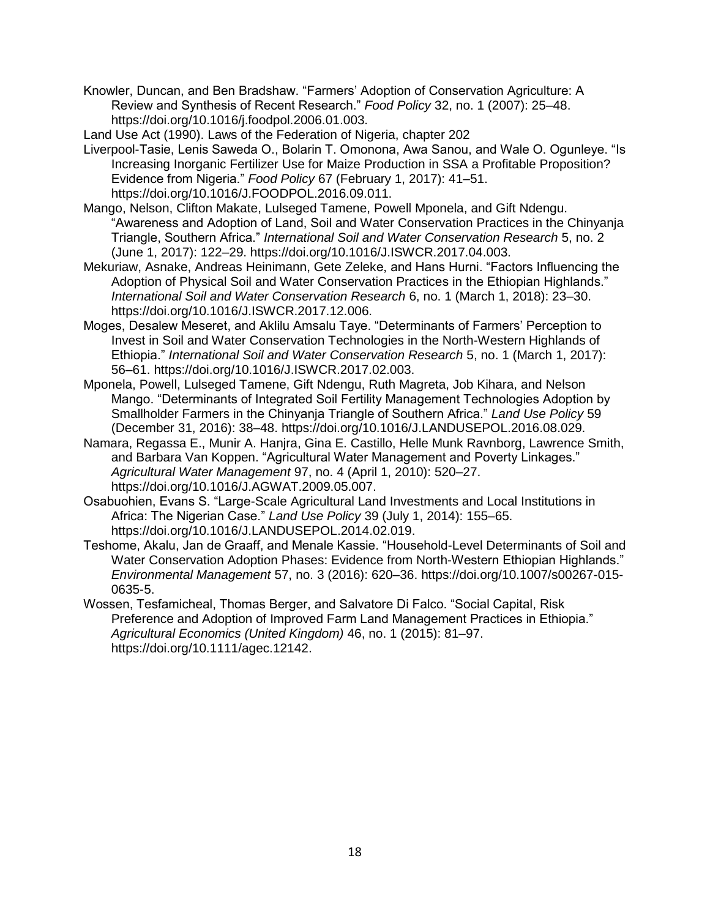Knowler, Duncan, and Ben Bradshaw. “Farmers’ Adoption of Conservation Agriculture: A Review and Synthesis of Recent Research.” *Food Policy* 32, no. 1 (2007): 25–48. https://doi.org/10.1016/j.foodpol.2006.01.003.

Land Use Act (1990). Laws of the Federation of Nigeria, chapter 202

Liverpool-Tasie, Lenis Saweda O., Bolarin T. Omonona, Awa Sanou, and Wale O. Ogunleye. “Is Increasing Inorganic Fertilizer Use for Maize Production in SSA a Profitable Proposition? Evidence from Nigeria.” *Food Policy* 67 (February 1, 2017): 41–51. https://doi.org/10.1016/J.FOODPOL.2016.09.011.

Mango, Nelson, Clifton Makate, Lulseged Tamene, Powell Mponela, and Gift Ndengu. “Awareness and Adoption of Land, Soil and Water Conservation Practices in the Chinyanja Triangle, Southern Africa.” *International Soil and Water Conservation Research* 5, no. 2 (June 1, 2017): 122–29. https://doi.org/10.1016/J.ISWCR.2017.04.003.

Mekuriaw, Asnake, Andreas Heinimann, Gete Zeleke, and Hans Hurni. “Factors Influencing the Adoption of Physical Soil and Water Conservation Practices in the Ethiopian Highlands.” *International Soil and Water Conservation Research* 6, no. 1 (March 1, 2018): 23–30. https://doi.org/10.1016/J.ISWCR.2017.12.006.

Moges, Desalew Meseret, and Aklilu Amsalu Taye. “Determinants of Farmers’ Perception to Invest in Soil and Water Conservation Technologies in the North-Western Highlands of Ethiopia.” *International Soil and Water Conservation Research* 5, no. 1 (March 1, 2017): 56–61. https://doi.org/10.1016/J.ISWCR.2017.02.003.

Mponela, Powell, Lulseged Tamene, Gift Ndengu, Ruth Magreta, Job Kihara, and Nelson Mango. “Determinants of Integrated Soil Fertility Management Technologies Adoption by Smallholder Farmers in the Chinyanja Triangle of Southern Africa.” *Land Use Policy* 59 (December 31, 2016): 38–48. https://doi.org/10.1016/J.LANDUSEPOL.2016.08.029.

Namara, Regassa E., Munir A. Hanjra, Gina E. Castillo, Helle Munk Ravnborg, Lawrence Smith, and Barbara Van Koppen. “Agricultural Water Management and Poverty Linkages.” *Agricultural Water Management* 97, no. 4 (April 1, 2010): 520–27. https://doi.org/10.1016/J.AGWAT.2009.05.007.

Osabuohien, Evans S. “Large-Scale Agricultural Land Investments and Local Institutions in Africa: The Nigerian Case.” *Land Use Policy* 39 (July 1, 2014): 155–65. https://doi.org/10.1016/J.LANDUSEPOL.2014.02.019.

Teshome, Akalu, Jan de Graaff, and Menale Kassie. “Household-Level Determinants of Soil and Water Conservation Adoption Phases: Evidence from North-Western Ethiopian Highlands.” *Environmental Management* 57, no. 3 (2016): 620–36. https://doi.org/10.1007/s00267-015-0635-5.

Wossen, Tesfamicheal, Thomas Berger, and Salvatore Di Falco. “Social Capital, Risk Preference and Adoption of Improved Farm Land Management Practices in Ethiopia.” *Agricultural Economics (United Kingdom)* 46, no. 1 (2015): 81–97. https://doi.org/10.1111/agec.12142.